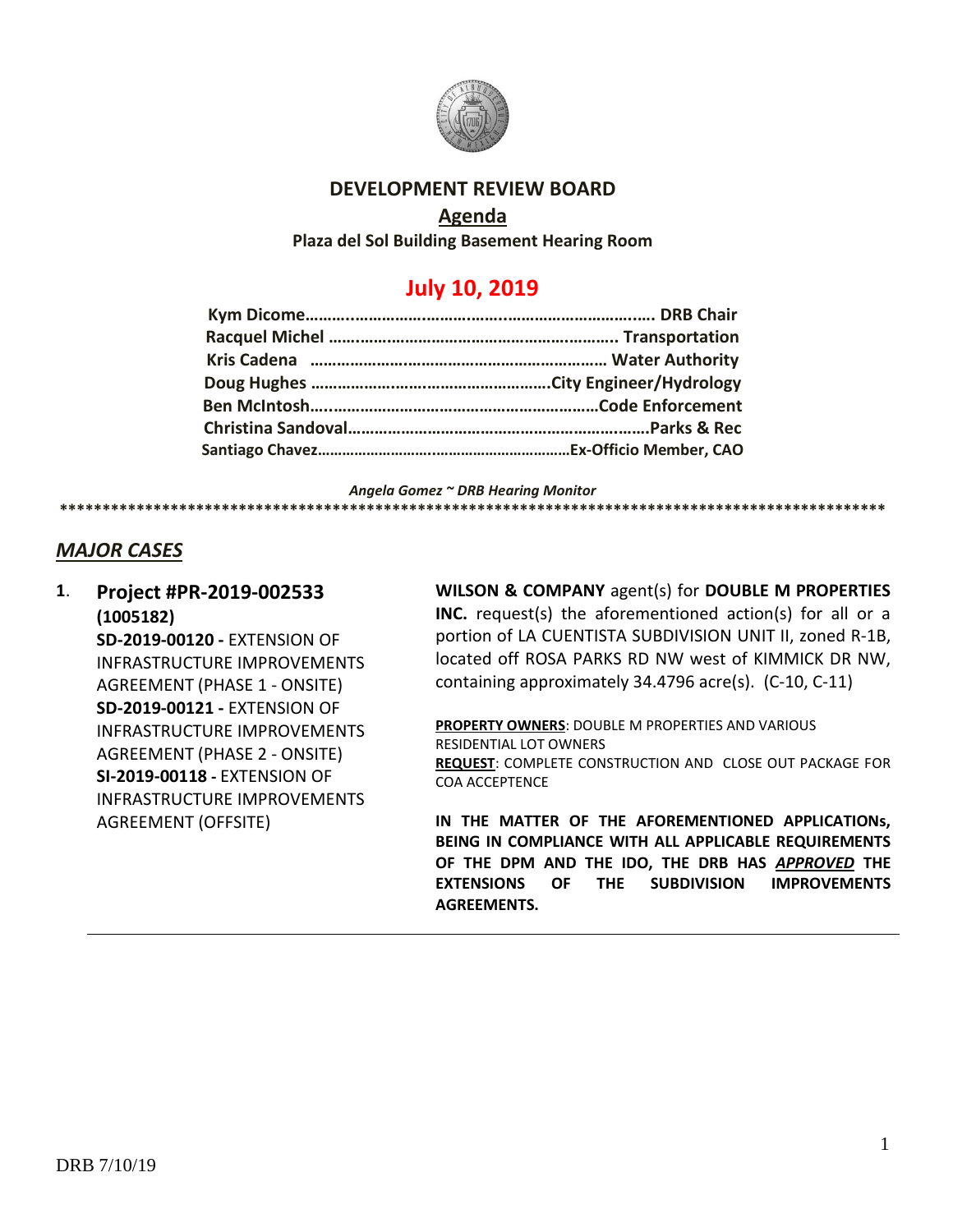# DEVELOPMENT REVIEW BOARD

## Agenda

**Plaza del Sol Building Basement Hearing Room**

## July 10, 2019

**Kym Dicome………………………………………………………… DRB Chair**
**Racquel Michel ……………………………………………………. Transportation**
**Kris Cadena ………………………………………………………… Water Authority**
**Doug Hughes ……………………………………………City Engineer/Hydrology**
**Ben McIntosh………………………………………………………Code Enforcement**
**Christina Sandoval……………………………………………………Parks & Rec**
**Santiago Chavez………………………………………………………Ex-Officio Member, CAO**

*Angela Gomez ~ DRB Hearing Monitor*

****************************************************************************************************

## *MAJOR CASES*

**1. Project #PR-2019-002533 (1005182)**
**SD-2019-00120 -** EXTENSION OF INFRASTRUCTURE IMPROVEMENTS AGREEMENT (PHASE 1 - ONSITE)
**SD-2019-00121 -** EXTENSION OF INFRASTRUCTURE IMPROVEMENTS AGREEMENT (PHASE 2 - ONSITE)
**SI-2019-00118 -** EXTENSION OF INFRASTRUCTURE IMPROVEMENTS AGREEMENT (OFFSITE)

**WILSON & COMPANY** agent(s) for **DOUBLE M PROPERTIES INC.** request(s) the aforementioned action(s) for all or a portion of LA CUENTISTA SUBDIVISION UNIT II, zoned R-1B, located off ROSA PARKS RD NW west of KIMMICK DR NW, containing approximately 34.4796 acre(s). (C-10, C-11)

**PROPERTY OWNERS**: DOUBLE M PROPERTIES AND VARIOUS RESIDENTIAL LOT OWNERS
**REQUEST**: COMPLETE CONSTRUCTION AND CLOSE OUT PACKAGE FOR COA ACCEPTENCE

**IN THE MATTER OF THE AFOREMENTIONED APPLICATIONs, BEING IN COMPLIANCE WITH ALL APPLICABLE REQUIREMENTS OF THE DPM AND THE IDO, THE DRB HAS *APPROVED* THE EXTENSIONS OF THE SUBDIVISION IMPROVEMENTS AGREEMENTS.**

---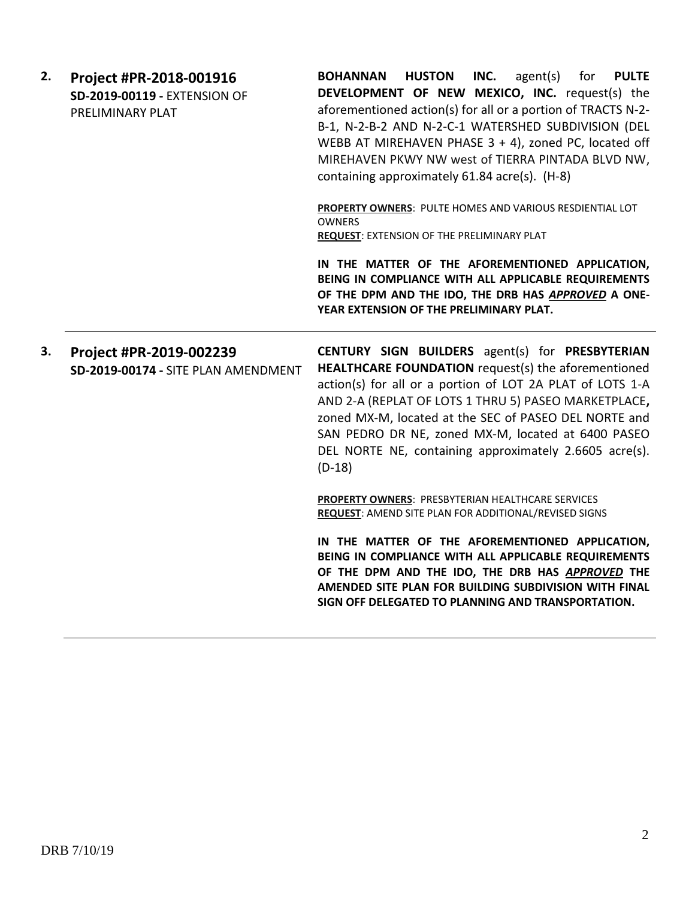**2. Project #PR-2018-001916**
**SD-2019-00119 -** EXTENSION OF PRELIMINARY PLAT

**BOHANNAN HUSTON INC.** agent(s) for **PULTE DEVELOPMENT OF NEW MEXICO, INC.** request(s) the aforementioned action(s) for all or a portion of TRACTS N-2-B-1, N-2-B-2 AND N-2-C-1 WATERSHED SUBDIVISION (DEL WEBB AT MIREHAVEN PHASE 3 + 4), zoned PC, located off MIREHAVEN PKWY NW west of TIERRA PINTADA BLVD NW, containing approximately 61.84 acre(s). (H-8)

**PROPERTY OWNERS**: PULTE HOMES AND VARIOUS RESDIENTIAL LOT OWNERS
**REQUEST**: EXTENSION OF THE PRELIMINARY PLAT

**IN THE MATTER OF THE AFOREMENTIONED APPLICATION, BEING IN COMPLIANCE WITH ALL APPLICABLE REQUIREMENTS OF THE DPM AND THE IDO, THE DRB HAS *APPROVED* A ONE-YEAR EXTENSION OF THE PRELIMINARY PLAT.**

---

**3. Project #PR-2019-002239**
**SD-2019-00174 -** SITE PLAN AMENDMENT

**CENTURY SIGN BUILDERS** agent(s) for **PRESBYTERIAN HEALTHCARE FOUNDATION** request(s) the aforementioned action(s) for all or a portion of LOT 2A PLAT of LOTS 1-A AND 2-A (REPLAT OF LOTS 1 THRU 5) PASEO MARKETPLACE**,** zoned MX-M, located at the SEC of PASEO DEL NORTE and SAN PEDRO DR NE, zoned MX-M, located at 6400 PASEO DEL NORTE NE, containing approximately 2.6605 acre(s). (D-18)

**PROPERTY OWNERS**: PRESBYTERIAN HEALTHCARE SERVICES
**REQUEST**: AMEND SITE PLAN FOR ADDITIONAL/REVISED SIGNS

**IN THE MATTER OF THE AFOREMENTIONED APPLICATION, BEING IN COMPLIANCE WITH ALL APPLICABLE REQUIREMENTS OF THE DPM AND THE IDO, THE DRB HAS *APPROVED* THE AMENDED SITE PLAN FOR BUILDING SUBDIVISION WITH FINAL SIGN OFF DELEGATED TO PLANNING AND TRANSPORTATION.**

---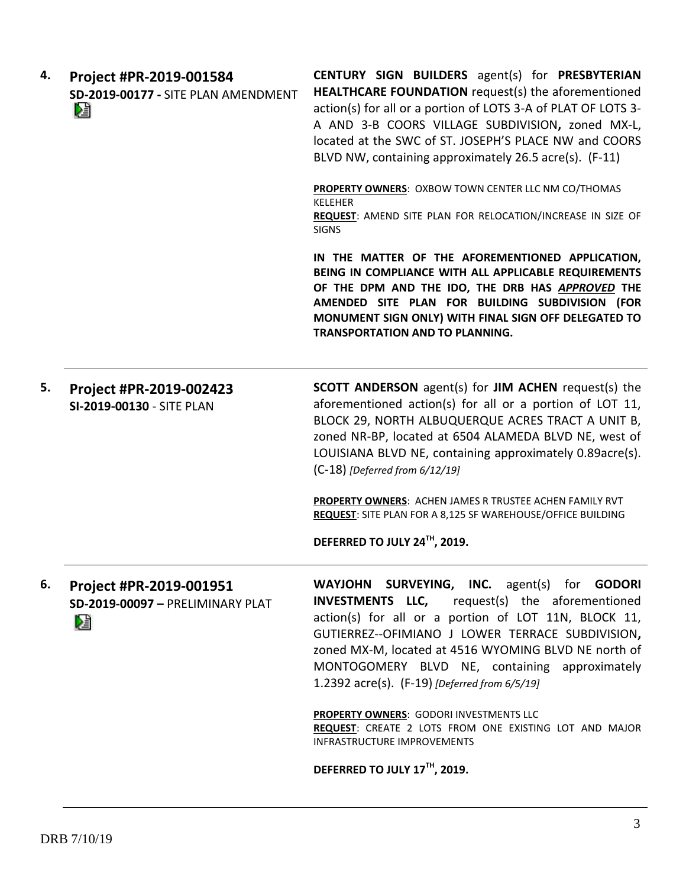**4. Project #PR-2019-001584**
**SD-2019-00177 -** SITE PLAN AMENDMENT

**CENTURY SIGN BUILDERS** agent(s) for **PRESBYTERIAN HEALTHCARE FOUNDATION** request(s) the aforementioned action(s) for all or a portion of LOTS 3-A of PLAT OF LOTS 3-A AND 3-B COORS VILLAGE SUBDIVISION**,** zoned MX-L, located at the SWC of ST. JOSEPH'S PLACE NW and COORS BLVD NW, containing approximately 26.5 acre(s). (F-11)

**PROPERTY OWNERS**: OXBOW TOWN CENTER LLC NM CO/THOMAS KELEHER
**REQUEST**: AMEND SITE PLAN FOR RELOCATION/INCREASE IN SIZE OF SIGNS

**IN THE MATTER OF THE AFOREMENTIONED APPLICATION, BEING IN COMPLIANCE WITH ALL APPLICABLE REQUIREMENTS OF THE DPM AND THE IDO, THE DRB HAS *APPROVED* THE AMENDED SITE PLAN FOR BUILDING SUBDIVISION (FOR MONUMENT SIGN ONLY) WITH FINAL SIGN OFF DELEGATED TO TRANSPORTATION AND TO PLANNING.**

---

**5. Project #PR-2019-002423**
**SI-2019-00130** - SITE PLAN

**SCOTT ANDERSON** agent(s) for **JIM ACHEN** request(s) the aforementioned action(s) for all or a portion of LOT 11, BLOCK 29, NORTH ALBUQUERQUE ACRES TRACT A UNIT B, zoned NR-BP, located at 6504 ALAMEDA BLVD NE, west of LOUISIANA BLVD NE, containing approximately 0.89acre(s). (C-18) *[Deferred from 6/12/19]*

**PROPERTY OWNERS**: ACHEN JAMES R TRUSTEE ACHEN FAMILY RVT
**REQUEST**: SITE PLAN FOR A 8,125 SF WAREHOUSE/OFFICE BUILDING

**DEFERRED TO JULY 24TH, 2019.**

---

**6. Project #PR-2019-001951**
**SD-2019-00097 –** PRELIMINARY PLAT

**WAYJOHN SURVEYING, INC.** agent(s) for **GODORI INVESTMENTS LLC,** request(s) the aforementioned action(s) for all or a portion of LOT 11N, BLOCK 11, GUTIERREZ--OFIMIANO J LOWER TERRACE SUBDIVISION**,** zoned MX-M, located at 4516 WYOMING BLVD NE north of MONTOGOMERY BLVD NE, containing approximately 1.2392 acre(s). (F-19) *[Deferred from 6/5/19]*

**PROPERTY OWNERS**: GODORI INVESTMENTS LLC
**REQUEST**: CREATE 2 LOTS FROM ONE EXISTING LOT AND MAJOR INFRASTRUCTURE IMPROVEMENTS

**DEFERRED TO JULY 17TH, 2019.**

---

DRB 7/10/19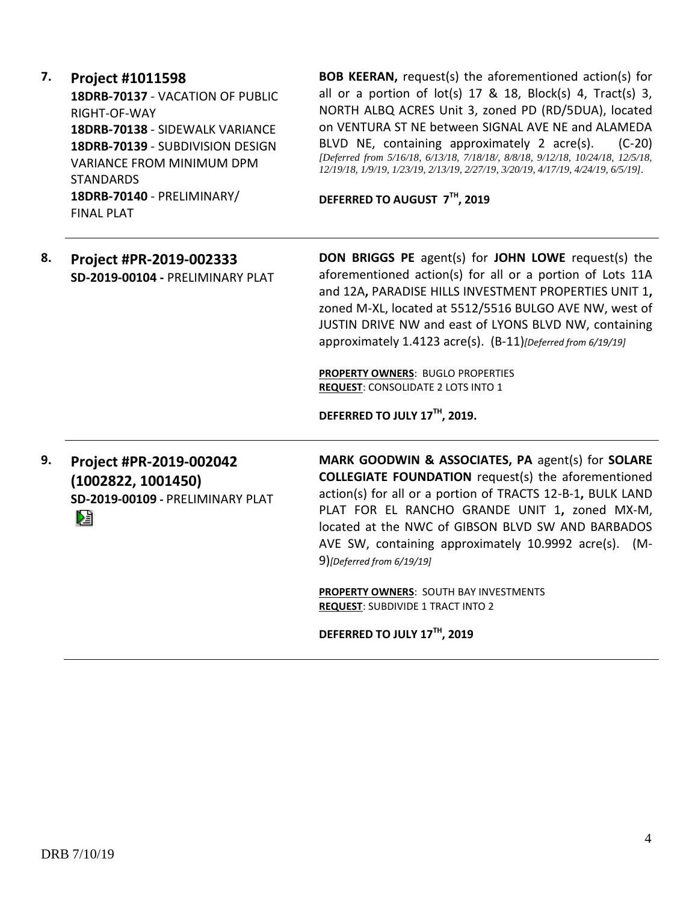**7. Project #1011598**
**18DRB-70137** - VACATION OF PUBLIC RIGHT-OF-WAY
**18DRB-70138** - SIDEWALK VARIANCE
**18DRB-70139** - SUBDIVISION DESIGN VARIANCE FROM MINIMUM DPM STANDARDS
**18DRB-70140** - PRELIMINARY/ FINAL PLAT

**BOB KEERAN,** request(s) the aforementioned action(s) for all or a portion of lot(s) 17 & 18, Block(s) 4, Tract(s) 3, NORTH ALBQ ACRES Unit 3, zoned PD (RD/5DUA), located on VENTURA ST NE between SIGNAL AVE NE and ALAMEDA BLVD NE, containing approximately 2 acre(s). (C-20) *[Deferred from 5/16/18, 6/13/18, 7/18/18/, 8/8/18, 9/12/18, 10/24/18, 12/5/18, 12/19/18, 1/9/19, 1/23/19, 2/13/19, 2/27/19, 3/20/19, 4/17/19, 4/24/19, 6/5/19].*

**DEFERRED TO AUGUST 7TH, 2019**

---

**8. Project #PR-2019-002333**
**SD-2019-00104 -** PRELIMINARY PLAT

**DON BRIGGS PE** agent(s) for **JOHN LOWE** request(s) the aforementioned action(s) for all or a portion of Lots 11A and 12A**,** PARADISE HILLS INVESTMENT PROPERTIES UNIT 1**,** zoned M-XL, located at 5512/5516 BULGO AVE NW, west of JUSTIN DRIVE NW and east of LYONS BLVD NW, containing approximately 1.4123 acre(s). (B-11)*[Deferred from 6/19/19]*

**PROPERTY OWNERS**: BUGLO PROPERTIES
**REQUEST**: CONSOLIDATE 2 LOTS INTO 1

**DEFERRED TO JULY 17TH, 2019.**

---

**9. Project #PR-2019-002042 (1002822, 1001450)**
**SD-2019-00109 -** PRELIMINARY PLAT

**MARK GOODWIN & ASSOCIATES, PA** agent(s) for **SOLARE COLLEGIATE FOUNDATION** request(s) the aforementioned action(s) for all or a portion of TRACTS 12-B-1**,** BULK LAND PLAT FOR EL RANCHO GRANDE UNIT 1**,** zoned MX-M, located at the NWC of GIBSON BLVD SW AND BARBADOS AVE SW, containing approximately 10.9992 acre(s). (M-9)*[Deferred from 6/19/19]*

**PROPERTY OWNERS**: SOUTH BAY INVESTMENTS
**REQUEST**: SUBDIVIDE 1 TRACT INTO 2

**DEFERRED TO JULY 17TH, 2019**

---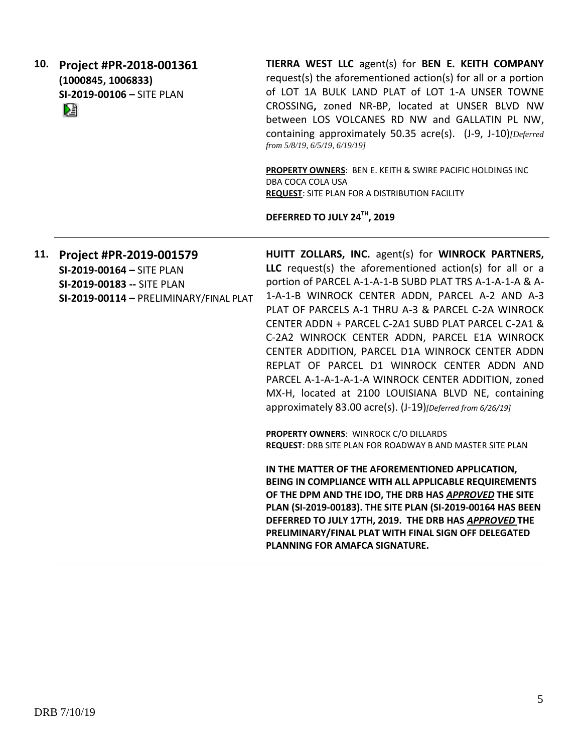**10. Project #PR-2018-001361**
**(1000845, 1006833)**
**SI-2019-00106 –** SITE PLAN

**TIERRA WEST LLC** agent(s) for **BEN E. KEITH COMPANY** request(s) the aforementioned action(s) for all or a portion of LOT 1A BULK LAND PLAT of LOT 1-A UNSER TOWNE CROSSING**,** zoned NR-BP, located at UNSER BLVD NW between LOS VOLCANES RD NW and GALLATIN PL NW, containing approximately 50.35 acre(s). (J-9, J-10)*[Deferred from 5/8/19, 6/5/19, 6/19/19]*

**PROPERTY OWNERS**: BEN E. KEITH & SWIRE PACIFIC HOLDINGS INC DBA COCA COLA USA
**REQUEST**: SITE PLAN FOR A DISTRIBUTION FACILITY

**DEFERRED TO JULY 24TH, 2019**

---

**11. Project #PR-2019-001579**
**SI-2019-00164 –** SITE PLAN
**SI-2019-00183 --** SITE PLAN
**SI-2019-00114 –** PRELIMINARY/FINAL PLAT

**HUITT ZOLLARS, INC.** agent(s) for **WINROCK PARTNERS, LLC** request(s) the aforementioned action(s) for all or a portion of PARCEL A-1-A-1-B SUBD PLAT TRS A-1-A-1-A & A-1-A-1-B WINROCK CENTER ADDN, PARCEL A-2 AND A-3 PLAT OF PARCELS A-1 THRU A-3 & PARCEL C-2A WINROCK CENTER ADDN + PARCEL C-2A1 SUBD PLAT PARCEL C-2A1 & C-2A2 WINROCK CENTER ADDN, PARCEL E1A WINROCK CENTER ADDITION, PARCEL D1A WINROCK CENTER ADDN REPLAT OF PARCEL D1 WINROCK CENTER ADDN AND PARCEL A-1-A-1-A-1-A WINROCK CENTER ADDITION, zoned MX-H, located at 2100 LOUISIANA BLVD NE, containing approximately 83.00 acre(s). (J-19)*[Deferred from 6/26/19]*

**PROPERTY OWNERS**: WINROCK C/O DILLARDS
**REQUEST**: DRB SITE PLAN FOR ROADWAY B AND MASTER SITE PLAN

**IN THE MATTER OF THE AFOREMENTIONED APPLICATION, BEING IN COMPLIANCE WITH ALL APPLICABLE REQUIREMENTS OF THE DPM AND THE IDO, THE DRB HAS *APPROVED* THE SITE PLAN (SI-2019-00183). THE SITE PLAN (SI-2019-00164 HAS BEEN DEFERRED TO JULY 17TH, 2019. THE DRB HAS *APPROVED* THE PRELIMINARY/FINAL PLAT WITH FINAL SIGN OFF DELEGATED PLANNING FOR AMAFCA SIGNATURE.**

---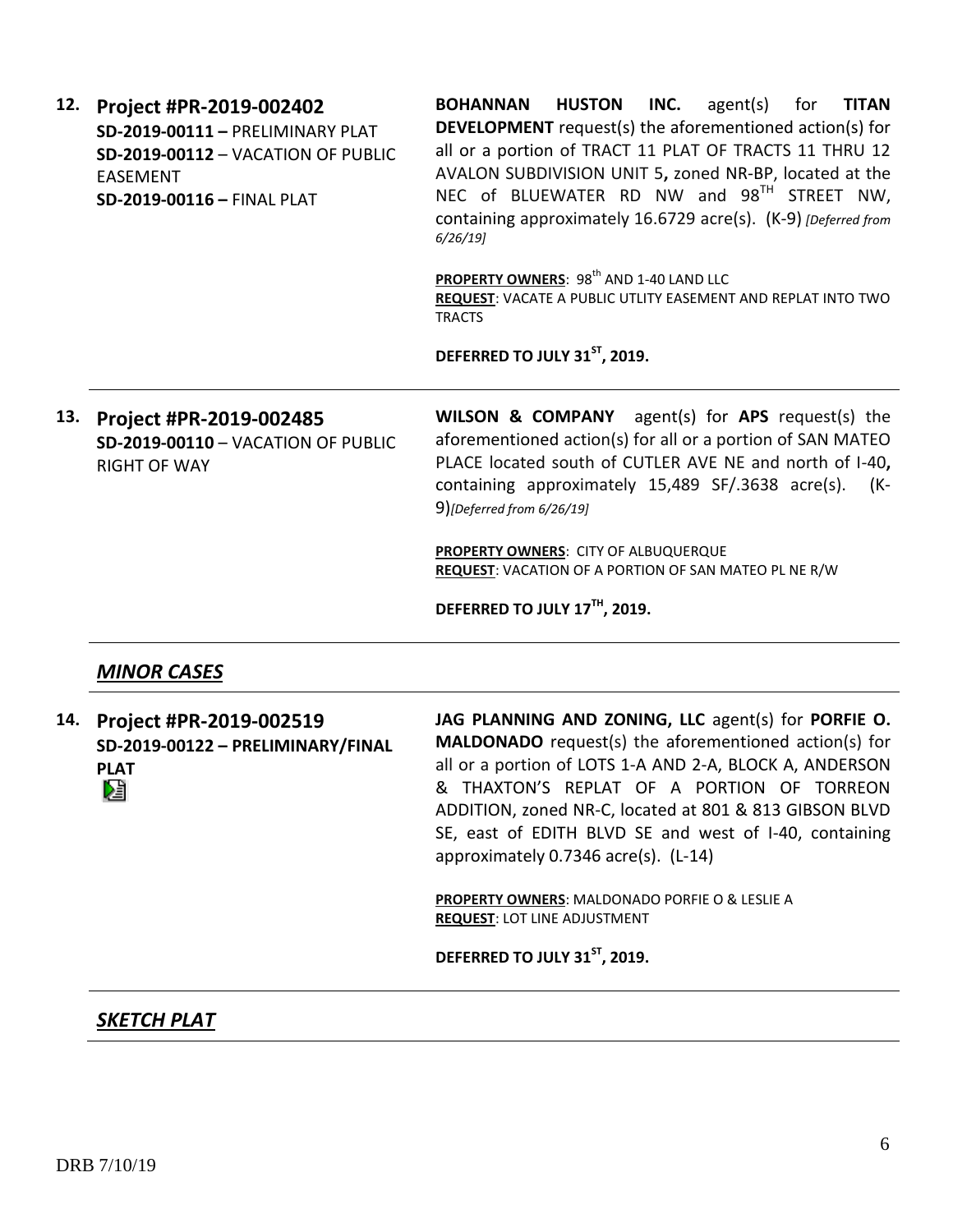**12. Project #PR-2019-002402**
**SD-2019-00111 –** PRELIMINARY PLAT
**SD-2019-00112** – VACATION OF PUBLIC EASEMENT
**SD-2019-00116 –** FINAL PLAT

**BOHANNAN HUSTON INC.** agent(s) for **TITAN DEVELOPMENT** request(s) the aforementioned action(s) for all or a portion of TRACT 11 PLAT OF TRACTS 11 THRU 12 AVALON SUBDIVISION UNIT 5**,** zoned NR-BP, located at the NEC of BLUEWATER RD NW and 98TH STREET NW, containing approximately 16.6729 acre(s). (K-9) *[Deferred from 6/26/19]*

**PROPERTY OWNERS**: 98th AND 1-40 LAND LLC
**REQUEST**: VACATE A PUBLIC UTLITY EASEMENT AND REPLAT INTO TWO TRACTS

**DEFERRED TO JULY 31ST, 2019.**

---

**13. Project #PR-2019-002485**
**SD-2019-00110** – VACATION OF PUBLIC RIGHT OF WAY

**WILSON & COMPANY** agent(s) for **APS** request(s) the aforementioned action(s) for all or a portion of SAN MATEO PLACE located south of CUTLER AVE NE and north of I-40**,** containing approximately 15,489 SF/.3638 acre(s). (K-9)*[Deferred from 6/26/19]*

**PROPERTY OWNERS**: CITY OF ALBUQUERQUE
**REQUEST**: VACATION OF A PORTION OF SAN MATEO PL NE R/W

**DEFERRED TO JULY 17TH, 2019.**

---

## ***MINOR CASES***

**14. Project #PR-2019-002519**
**SD-2019-00122 – PRELIMINARY/FINAL PLAT**

**JAG PLANNING AND ZONING, LLC** agent(s) for **PORFIE O. MALDONADO** request(s) the aforementioned action(s) for all or a portion of LOTS 1-A AND 2-A, BLOCK A, ANDERSON & THAXTON'S REPLAT OF A PORTION OF TORREON ADDITION, zoned NR-C, located at 801 & 813 GIBSON BLVD SE, east of EDITH BLVD SE and west of I-40, containing approximately 0.7346 acre(s). (L-14)

**PROPERTY OWNERS**: MALDONADO PORFIE O & LESLIE A
**REQUEST**: LOT LINE ADJUSTMENT

**DEFERRED TO JULY 31ST, 2019.**

---

## ***SKETCH PLAT***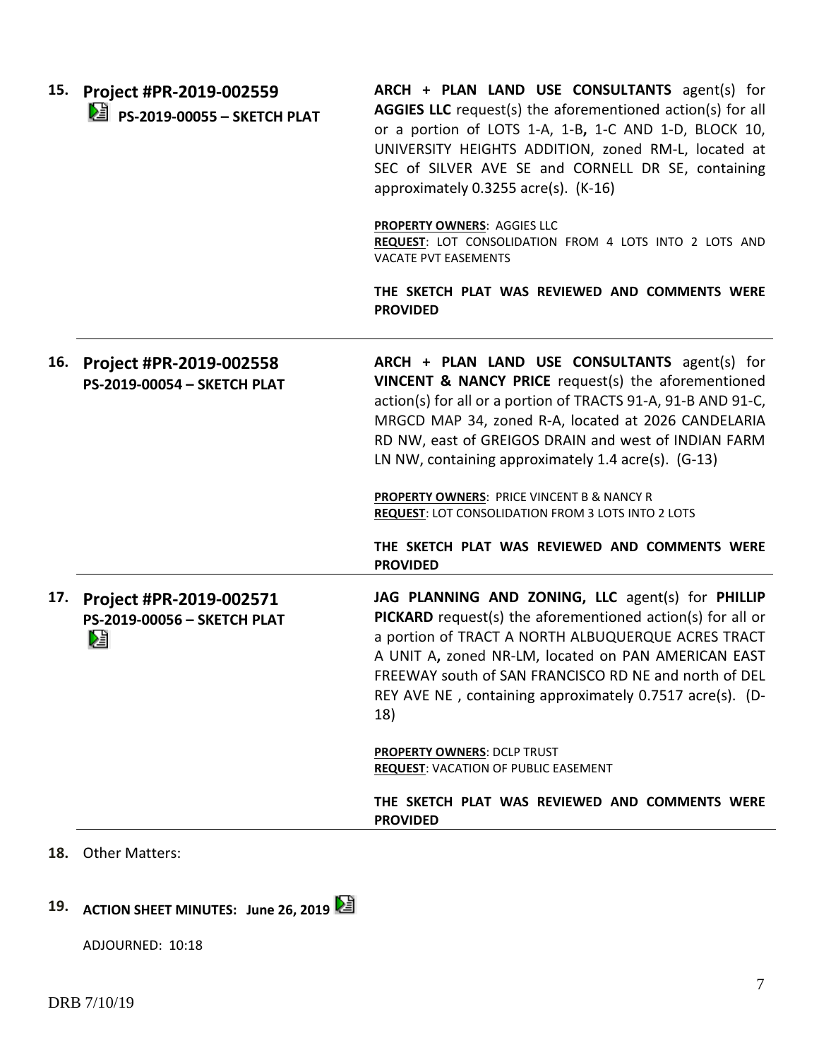**15. Project #PR-2019-002559**
**PS-2019-00055 – SKETCH PLAT**

**ARCH + PLAN LAND USE CONSULTANTS** agent(s) for **AGGIES LLC** request(s) the aforementioned action(s) for all or a portion of LOTS 1-A, 1-B**,** 1-C AND 1-D, BLOCK 10, UNIVERSITY HEIGHTS ADDITION, zoned RM-L, located at SEC of SILVER AVE SE and CORNELL DR SE, containing approximately 0.3255 acre(s). (K-16)

**PROPERTY OWNERS**: AGGIES LLC
**REQUEST**: LOT CONSOLIDATION FROM 4 LOTS INTO 2 LOTS AND VACATE PVT EASEMENTS

**THE SKETCH PLAT WAS REVIEWED AND COMMENTS WERE PROVIDED**

---

**16. Project #PR-2019-002558**
**PS-2019-00054 – SKETCH PLAT**

**ARCH + PLAN LAND USE CONSULTANTS** agent(s) for **VINCENT & NANCY PRICE** request(s) the aforementioned action(s) for all or a portion of TRACTS 91-A, 91-B AND 91-C, MRGCD MAP 34, zoned R-A, located at 2026 CANDELARIA RD NW, east of GREIGOS DRAIN and west of INDIAN FARM LN NW, containing approximately 1.4 acre(s). (G-13)

**PROPERTY OWNERS**: PRICE VINCENT B & NANCY R
**REQUEST**: LOT CONSOLIDATION FROM 3 LOTS INTO 2 LOTS

**THE SKETCH PLAT WAS REVIEWED AND COMMENTS WERE PROVIDED**

---

**17. Project #PR-2019-002571**
**PS-2019-00056 – SKETCH PLAT**

**JAG PLANNING AND ZONING, LLC** agent(s) for **PHILLIP PICKARD** request(s) the aforementioned action(s) for all or a portion of TRACT A NORTH ALBUQUERQUE ACRES TRACT A UNIT A**,** zoned NR-LM, located on PAN AMERICAN EAST FREEWAY south of SAN FRANCISCO RD NE and north of DEL REY AVE NE , containing approximately 0.7517 acre(s). (D-18)

**PROPERTY OWNERS**: DCLP TRUST
**REQUEST**: VACATION OF PUBLIC EASEMENT

**THE SKETCH PLAT WAS REVIEWED AND COMMENTS WERE PROVIDED**

---

**18.** Other Matters:

**19. ACTION SHEET MINUTES: June 26, 2019**

ADJOURNED: 10:18

DRB 7/10/19